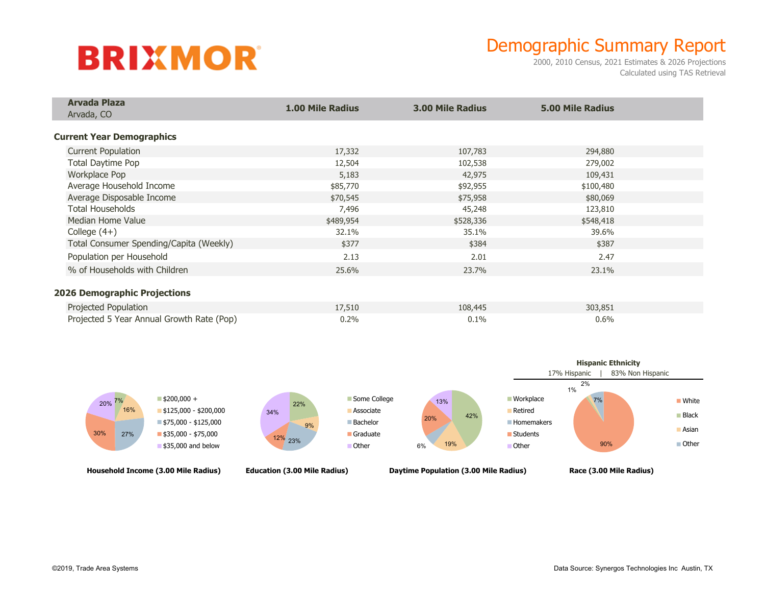**BRIXMOR**

# Demographic Summary Report

2000, 2010 Census, 2021 Estimates & 2026 Projections
Calculated using TAS Retrieval

| **Arvada Plaza** Arvada, CO | **1.00 Mile Radius** | **3.00 Mile Radius** | **5.00 Mile Radius** |
|---|---|---|---|
| **Current Year Demographics** | | | |
| Current Population | 17,332 | 107,783 | 294,880 |
| Total Daytime Pop | 12,504 | 102,538 | 279,002 |
| Workplace Pop | 5,183 | 42,975 | 109,431 |
| Average Household Income | $85,770 | $92,955 | $100,480 |
| Average Disposable Income | $70,545 | $75,958 | $80,069 |
| Total Households | 7,496 | 45,248 | 123,810 |
| Median Home Value | $489,954 | $528,336 | $548,418 |
| College (4+) | 32.1% | 35.1% | 39.6% |
| Total Consumer Spending/Capita (Weekly) | $377 | $384 | $387 |
| Population per Household | 2.13 | 2.01 | 2.47 |
| % of Households with Children | 25.6% | 23.7% | 23.1% |
| **2026 Demographic Projections** | | | |
| Projected Population | 17,510 | 108,445 | 303,851 |
| Projected 5 Year Annual Growth Rate (Pop) | 0.2% | 0.1% | 0.6% |

**Household Income (3.00 Mile Radius)**

| Category | % |
|---|---|
| $200,000 + | 7% |
| $125,000 - $200,000 | 16% |
| $75,000 - $125,000 | 27% |
| $35,000 - $75,000 | 30% |
| $35,000 and below | 20% |

**Education (3.00 Mile Radius)**

| Category | % |
|---|---|
| Some College | 22% |
| Associate | 9% |
| Bachelor | 23% |
| Graduate | 12% |
| Other | 34% |

**Daytime Population (3.00 Mile Radius)**

| Category | % |
|---|---|
| Workplace | 42% |
| Retired | 19% |
| Homemakers | 6% |
| Students | 20% |
| Other | 13% |

**Hispanic Ethnicity**

17% Hispanic | 83% Non Hispanic

**Race (3.00 Mile Radius)**

| Category | % |
|---|---|
| White | 90% |
| Black | 1% |
| Asian | 2% |
| Other | 7% |

©2019, Trade Area Systems

Data Source: Synergos Technologies Inc Austin, TX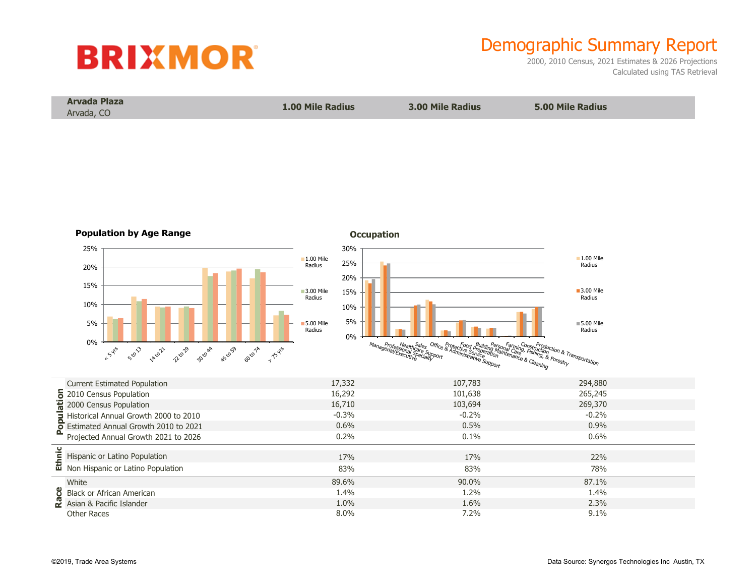**BRIXMOR**

# Demographic Summary Report

2000, 2010 Census, 2021 Estimates & 2026 Projections
Calculated using TAS Retrieval

| **Arvada Plaza** Arvada, CO | **1.00 Mile Radius** | **3.00 Mile Radius** | **5.00 Mile Radius** |
|---|---|---|---|

**Population by Age Range**

25%
20%
15%
10%
5%
0%

< 5 yrs, 5 to 13, 14 to 21, 22 to 29, 30 to 44, 45 to 59, 60 to 74, > 75 yrs

1.00 Mile Radius
3.00 Mile Radius
5.00 Mile Radius

**Occupation**

30%
25%
20%
15%
10%
5%
0%

Managerial/Executive, Professional Specialty, Healthcare Support, Sales, Office & Administrative Support, Protective Service, Food Preperation, Building Maintenance & Cleaning, Personal Care, Farming, Fishing, & Forestry, Construction, Production & Transportation

1.00 Mile Radius
3.00 Mile Radius
5.00 Mile Radius

| | | 1.00 Mile Radius | 3.00 Mile Radius | 5.00 Mile Radius |
|---|---|---|---|---|
| **Population** | Current Estimated Population | 17,332 | 107,783 | 294,880 |
| | 2010 Census Population | 16,292 | 101,638 | 265,245 |
| | 2000 Census Population | 16,710 | 103,694 | 269,370 |
| | Historical Annual Growth 2000 to 2010 | -0.3% | -0.2% | -0.2% |
| | Estimated Annual Growth 2010 to 2021 | 0.6% | 0.5% | 0.9% |
| | Projected Annual Growth 2021 to 2026 | 0.2% | 0.1% | 0.6% |
| **Ethnic** | Hispanic or Latino Population | 17% | 17% | 22% |
| | Non Hispanic or Latino Population | 83% | 83% | 78% |
| **Race** | White | 89.6% | 90.0% | 87.1% |
| | Black or African American | 1.4% | 1.2% | 1.4% |
| | Asian & Pacific Islander | 1.0% | 1.6% | 2.3% |
| | Other Races | 8.0% | 7.2% | 9.1% |

©2019, Trade Area Systems

Data Source: Synergos Technologies Inc Austin, TX